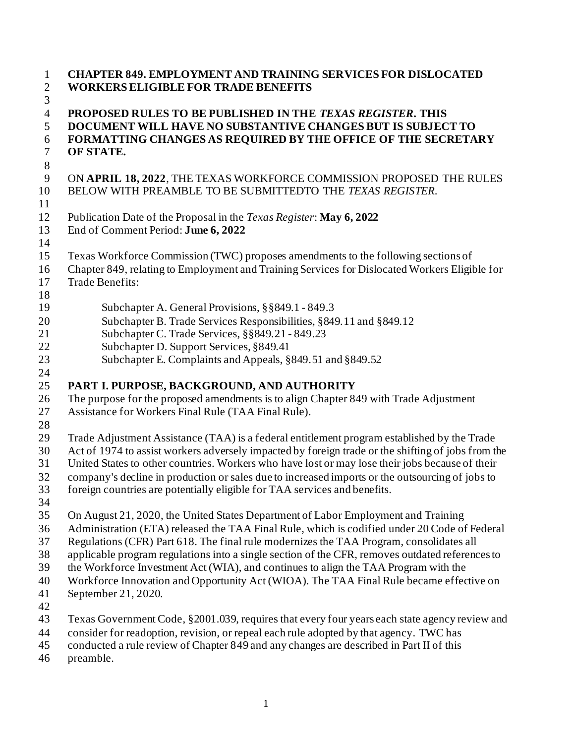# CHAPTER 849. EMPLOYMENT AND TRAINING SERVICES FOR DISLOCATED WORKERS ELIGIBLE FOR TRADE BENEFITS

**PROPOSED RULES TO BE PUBLISHED IN THE *TEXAS REGISTER*. THIS DOCUMENT WILL HAVE NO SUBSTANTIVE CHANGES BUT IS SUBJECT TO FORMATTING CHANGES AS REQUIRED BY THE OFFICE OF THE SECRETARY OF STATE.**

ON **APRIL 18, 2022**, THE TEXAS WORKFORCE COMMISSION PROPOSED THE RULES BELOW WITH PREAMBLE TO BE SUBMITTEDTO THE *TEXAS REGISTER.*

Publication Date of the Proposal in the *Texas Register*: **May 6, 2022**
End of Comment Period: **June 6, 2022**

Texas Workforce Commission (TWC) proposes amendments to the following sections of Chapter 849, relating to Employment and Training Services for Dislocated Workers Eligible for Trade Benefits:

- Subchapter A. General Provisions, §§849.1 - 849.3
- Subchapter B. Trade Services Responsibilities, §849.11 and §849.12
- Subchapter C. Trade Services, §§849.21 - 849.23
- Subchapter D. Support Services, §849.41
- Subchapter E. Complaints and Appeals, §849.51 and §849.52

## PART I. PURPOSE, BACKGROUND, AND AUTHORITY

The purpose for the proposed amendments is to align Chapter 849 with Trade Adjustment Assistance for Workers Final Rule (TAA Final Rule).

Trade Adjustment Assistance (TAA) is a federal entitlement program established by the Trade Act of 1974 to assist workers adversely impacted by foreign trade or the shifting of jobs from the United States to other countries. Workers who have lost or may lose their jobs because of their company's decline in production or sales due to increased imports or the outsourcing of jobs to foreign countries are potentially eligible for TAA services and benefits.

On August 21, 2020, the United States Department of Labor Employment and Training Administration (ETA) released the TAA Final Rule, which is codified under 20 Code of Federal Regulations (CFR) Part 618. The final rule modernizes the TAA Program, consolidates all applicable program regulations into a single section of the CFR, removes outdated references to the Workforce Investment Act (WIA), and continues to align the TAA Program with the Workforce Innovation and Opportunity Act (WIOA). The TAA Final Rule became effective on September 21, 2020.

Texas Government Code, §2001.039, requires that every four years each state agency review and consider for readoption, revision, or repeal each rule adopted by that agency. TWC has conducted a rule review of Chapter 849 and any changes are described in Part II of this preamble.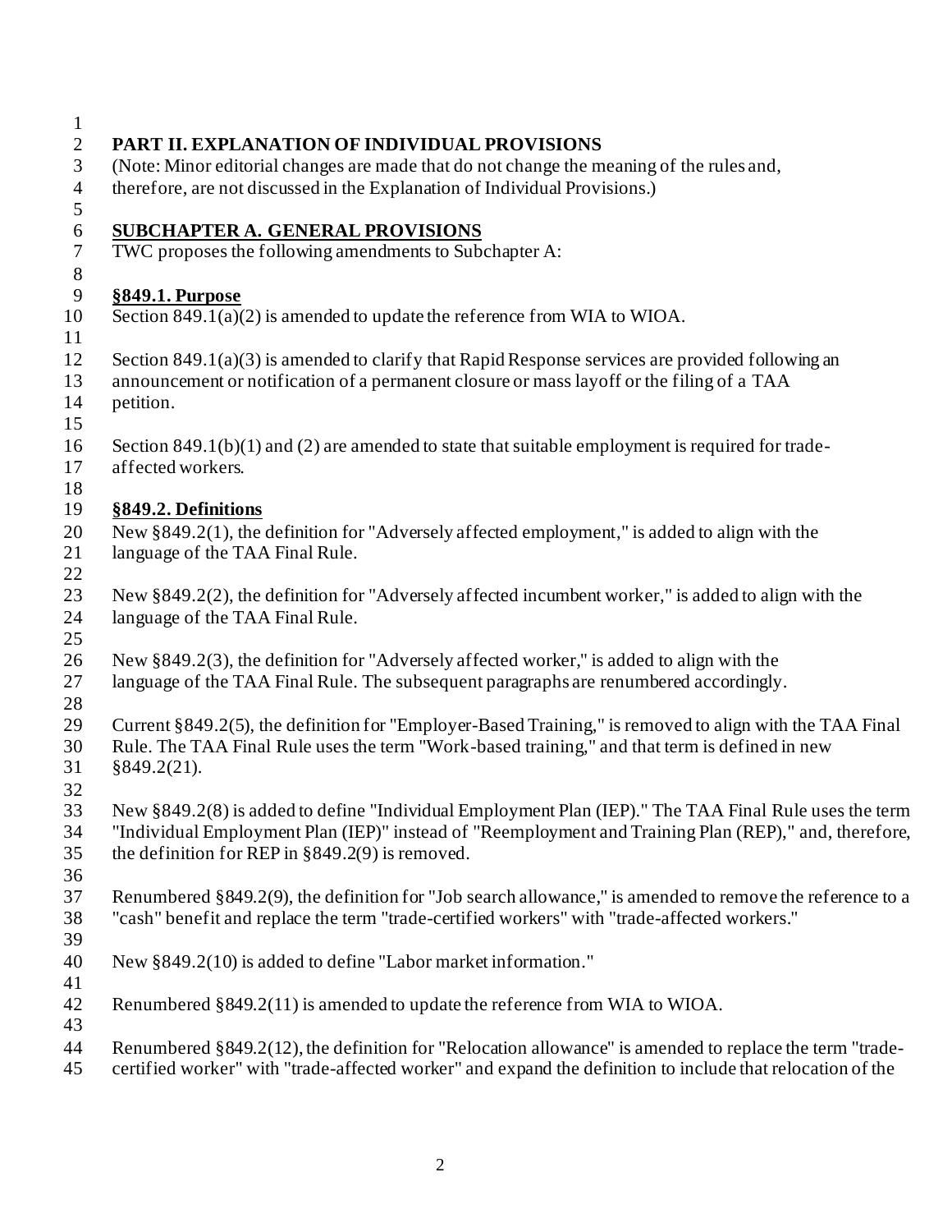## PART II. EXPLANATION OF INDIVIDUAL PROVISIONS

(Note: Minor editorial changes are made that do not change the meaning of the rules and, therefore, are not discussed in the Explanation of Individual Provisions.)

### SUBCHAPTER A. GENERAL PROVISIONS

TWC proposes the following amendments to Subchapter A:

#### §849.1. Purpose

Section 849.1(a)(2) is amended to update the reference from WIA to WIOA.

Section 849.1(a)(3) is amended to clarify that Rapid Response services are provided following an announcement or notification of a permanent closure or mass layoff or the filing of a TAA petition.

Section 849.1(b)(1) and (2) are amended to state that suitable employment is required for trade-affected workers.

#### §849.2. Definitions

New §849.2(1), the definition for "Adversely affected employment," is added to align with the language of the TAA Final Rule.

New §849.2(2), the definition for "Adversely affected incumbent worker," is added to align with the language of the TAA Final Rule.

New §849.2(3), the definition for "Adversely affected worker," is added to align with the language of the TAA Final Rule. The subsequent paragraphs are renumbered accordingly.

Current §849.2(5), the definition for "Employer-Based Training," is removed to align with the TAA Final Rule. The TAA Final Rule uses the term "Work-based training," and that term is defined in new §849.2(21).

New §849.2(8) is added to define "Individual Employment Plan (IEP)." The TAA Final Rule uses the term "Individual Employment Plan (IEP)" instead of "Reemployment and Training Plan (REP)," and, therefore, the definition for REP in §849.2(9) is removed.

Renumbered §849.2(9), the definition for "Job search allowance," is amended to remove the reference to a "cash" benefit and replace the term "trade-certified workers" with "trade-affected workers."

New §849.2(10) is added to define "Labor market information."

Renumbered §849.2(11) is amended to update the reference from WIA to WIOA.

Renumbered §849.2(12), the definition for "Relocation allowance" is amended to replace the term "trade-certified worker" with "trade-affected worker" and expand the definition to include that relocation of the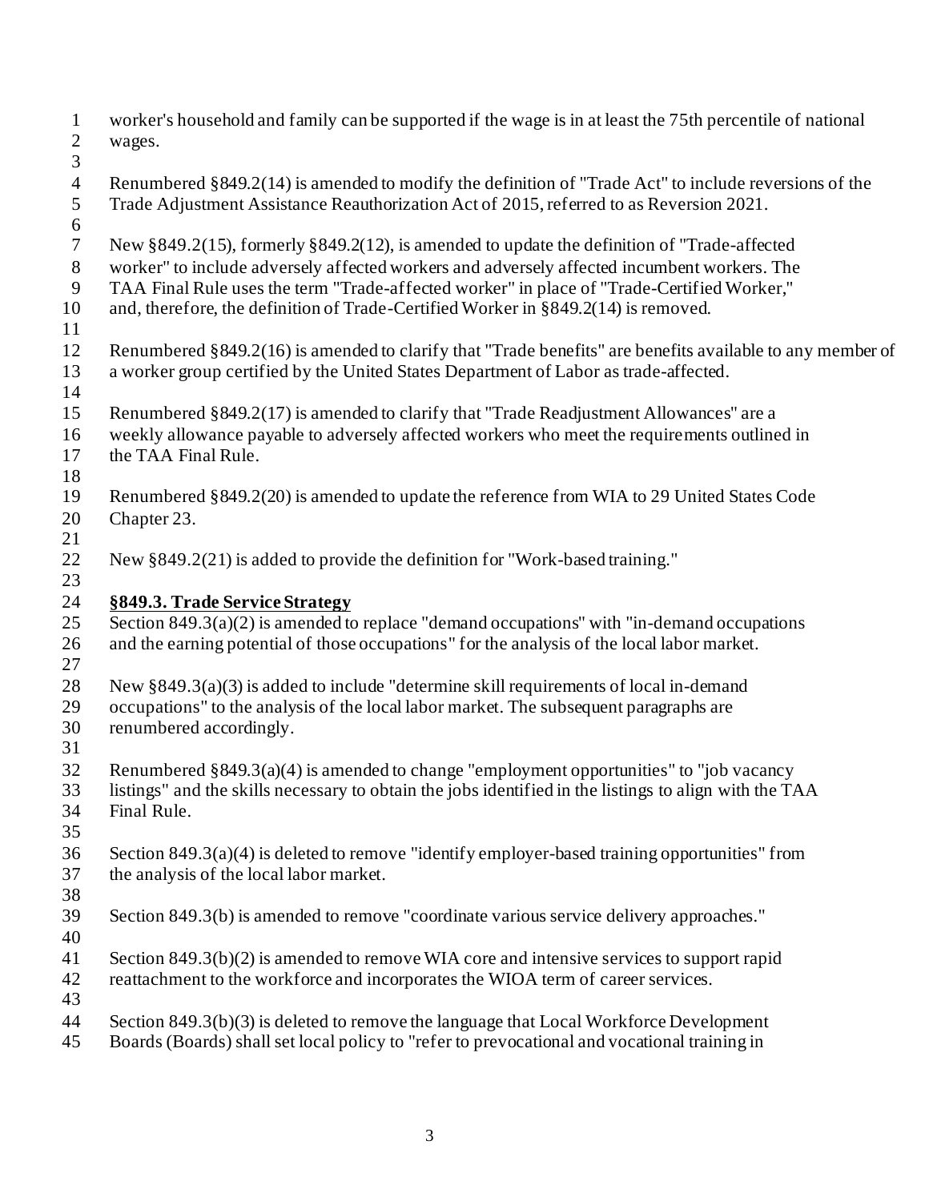worker's household and family can be supported if the wage is in at least the 75th percentile of national wages.

Renumbered §849.2(14) is amended to modify the definition of "Trade Act" to include reversions of the Trade Adjustment Assistance Reauthorization Act of 2015, referred to as Reversion 2021.

New §849.2(15), formerly §849.2(12), is amended to update the definition of "Trade-affected worker" to include adversely affected workers and adversely affected incumbent workers. The TAA Final Rule uses the term "Trade-affected worker" in place of "Trade-Certified Worker," and, therefore, the definition of Trade-Certified Worker in §849.2(14) is removed.

Renumbered §849.2(16) is amended to clarify that "Trade benefits" are benefits available to any member of a worker group certified by the United States Department of Labor as trade-affected.

Renumbered §849.2(17) is amended to clarify that "Trade Readjustment Allowances" are a weekly allowance payable to adversely affected workers who meet the requirements outlined in the TAA Final Rule.

Renumbered §849.2(20) is amended to update the reference from WIA to 29 United States Code Chapter 23.

New §849.2(21) is added to provide the definition for "Work-based training."

**§849.3. Trade Service Strategy**

Section 849.3(a)(2) is amended to replace "demand occupations" with "in-demand occupations and the earning potential of those occupations" for the analysis of the local labor market.

New §849.3(a)(3) is added to include "determine skill requirements of local in-demand occupations" to the analysis of the local labor market. The subsequent paragraphs are renumbered accordingly.

Renumbered §849.3(a)(4) is amended to change "employment opportunities" to "job vacancy listings" and the skills necessary to obtain the jobs identified in the listings to align with the TAA Final Rule.

Section 849.3(a)(4) is deleted to remove "identify employer-based training opportunities" from the analysis of the local labor market.

Section 849.3(b) is amended to remove "coordinate various service delivery approaches."

Section 849.3(b)(2) is amended to remove WIA core and intensive services to support rapid reattachment to the workforce and incorporates the WIOA term of career services.

Section 849.3(b)(3) is deleted to remove the language that Local Workforce Development Boards (Boards) shall set local policy to "refer to prevocational and vocational training in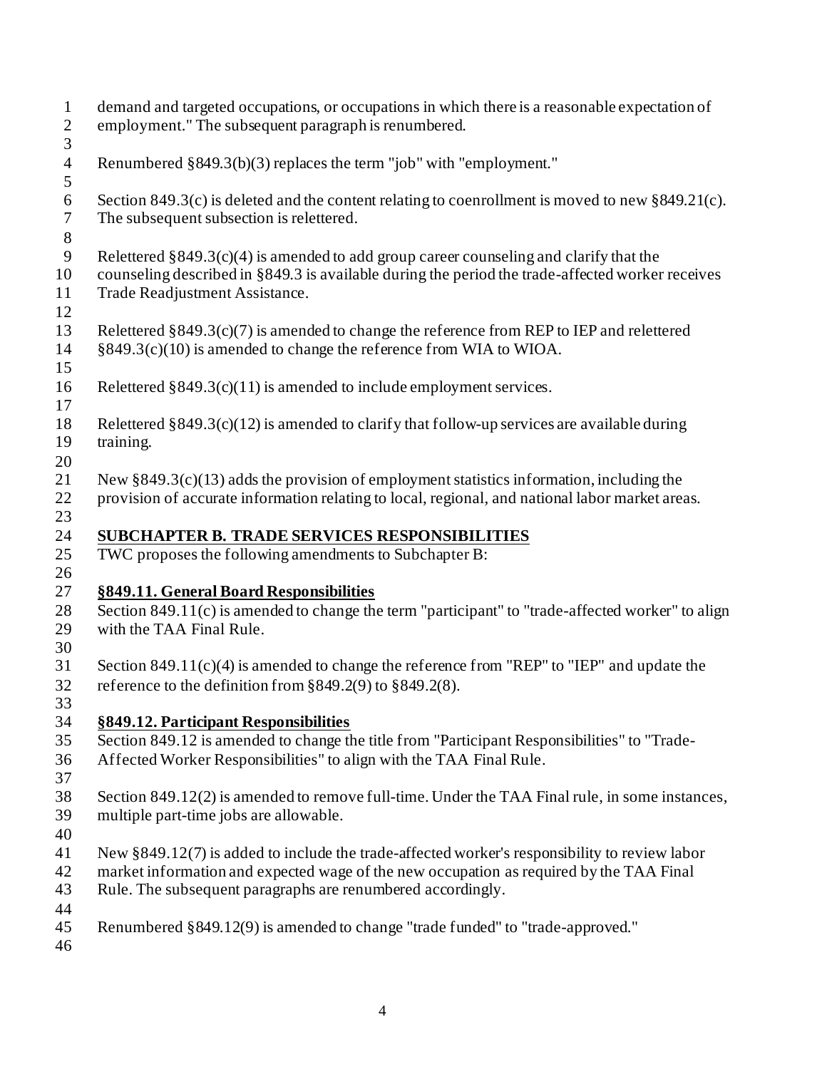demand and targeted occupations, or occupations in which there is a reasonable expectation of employment." The subsequent paragraph is renumbered.

Renumbered §849.3(b)(3) replaces the term "job" with "employment."

Section 849.3(c) is deleted and the content relating to coenrollment is moved to new §849.21(c). The subsequent subsection is relettered.

Relettered §849.3(c)(4) is amended to add group career counseling and clarify that the counseling described in §849.3 is available during the period the trade-affected worker receives Trade Readjustment Assistance.

Relettered §849.3(c)(7) is amended to change the reference from REP to IEP and relettered §849.3(c)(10) is amended to change the reference from WIA to WIOA.

Relettered §849.3(c)(11) is amended to include employment services.

Relettered §849.3(c)(12) is amended to clarify that follow-up services are available during training.

New §849.3(c)(13) adds the provision of employment statistics information, including the provision of accurate information relating to local, regional, and national labor market areas.

## SUBCHAPTER B. TRADE SERVICES RESPONSIBILITIES

TWC proposes the following amendments to Subchapter B:

### §849.11. General Board Responsibilities

Section 849.11(c) is amended to change the term "participant" to "trade-affected worker" to align with the TAA Final Rule.

Section 849.11(c)(4) is amended to change the reference from "REP" to "IEP" and update the reference to the definition from §849.2(9) to §849.2(8).

### §849.12. Participant Responsibilities

Section 849.12 is amended to change the title from "Participant Responsibilities" to "Trade-Affected Worker Responsibilities" to align with the TAA Final Rule.

Section 849.12(2) is amended to remove full-time. Under the TAA Final rule, in some instances, multiple part-time jobs are allowable.

New §849.12(7) is added to include the trade-affected worker's responsibility to review labor market information and expected wage of the new occupation as required by the TAA Final Rule. The subsequent paragraphs are renumbered accordingly.

Renumbered §849.12(9) is amended to change "trade funded" to "trade-approved."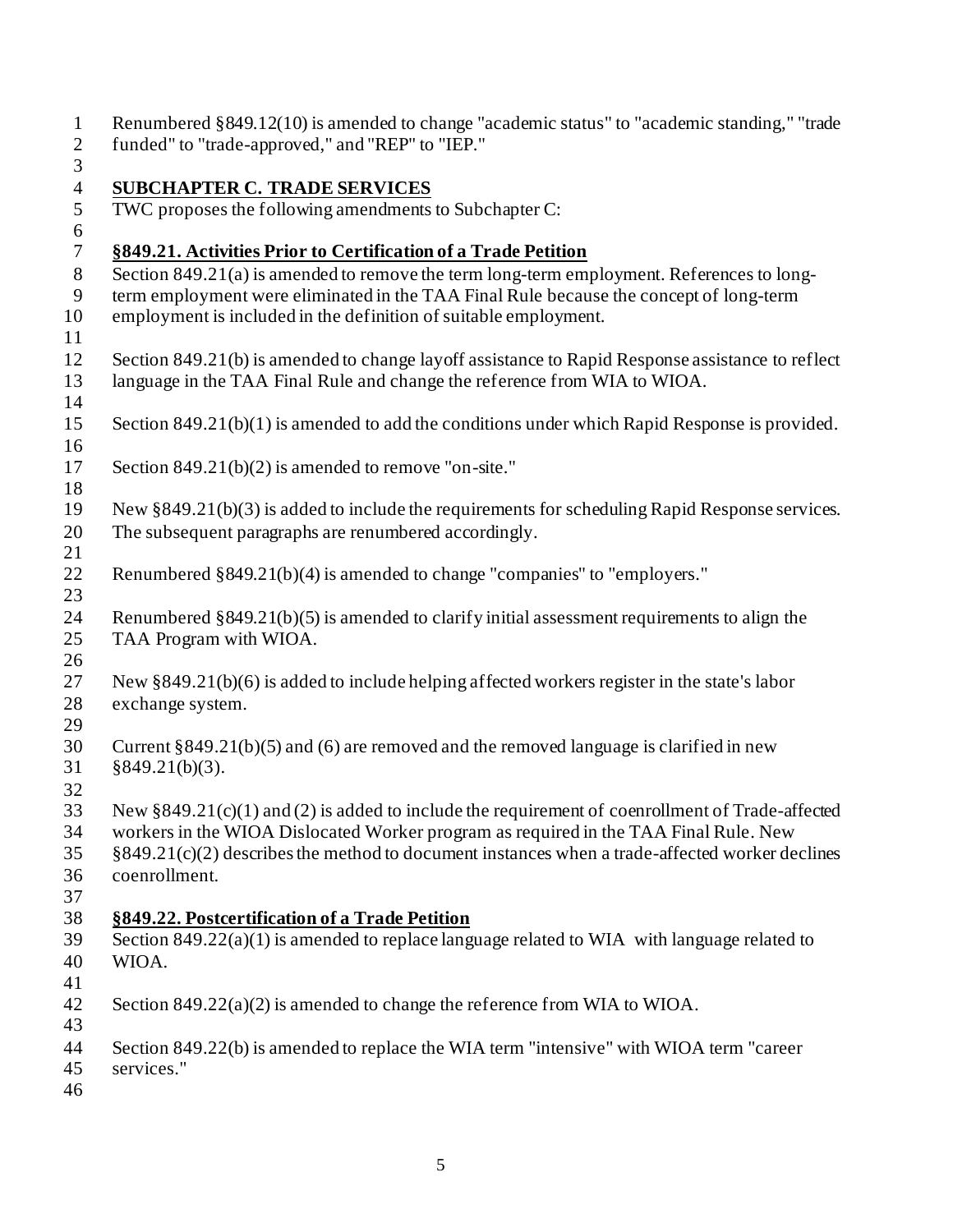Renumbered §849.12(10) is amended to change "academic status" to "academic standing," "trade funded" to "trade-approved," and "REP" to "IEP."

## SUBCHAPTER C. TRADE SERVICES

TWC proposes the following amendments to Subchapter C:

### §849.21. Activities Prior to Certification of a Trade Petition

Section 849.21(a) is amended to remove the term long-term employment. References to long-term employment were eliminated in the TAA Final Rule because the concept of long-term employment is included in the definition of suitable employment.

Section 849.21(b) is amended to change layoff assistance to Rapid Response assistance to reflect language in the TAA Final Rule and change the reference from WIA to WIOA.

Section 849.21(b)(1) is amended to add the conditions under which Rapid Response is provided.

Section 849.21(b)(2) is amended to remove "on-site."

New §849.21(b)(3) is added to include the requirements for scheduling Rapid Response services. The subsequent paragraphs are renumbered accordingly.

Renumbered §849.21(b)(4) is amended to change "companies" to "employers."

Renumbered §849.21(b)(5) is amended to clarify initial assessment requirements to align the TAA Program with WIOA.

New §849.21(b)(6) is added to include helping affected workers register in the state's labor exchange system.

Current §849.21(b)(5) and (6) are removed and the removed language is clarified in new §849.21(b)(3).

New §849.21(c)(1) and (2) is added to include the requirement of coenrollment of Trade-affected workers in the WIOA Dislocated Worker program as required in the TAA Final Rule. New §849.21(c)(2) describes the method to document instances when a trade-affected worker declines coenrollment.

### §849.22. Postcertification of a Trade Petition

Section 849.22(a)(1) is amended to replace language related to WIA with language related to WIOA.

Section 849.22(a)(2) is amended to change the reference from WIA to WIOA.

Section 849.22(b) is amended to replace the WIA term "intensive" with WIOA term "career services."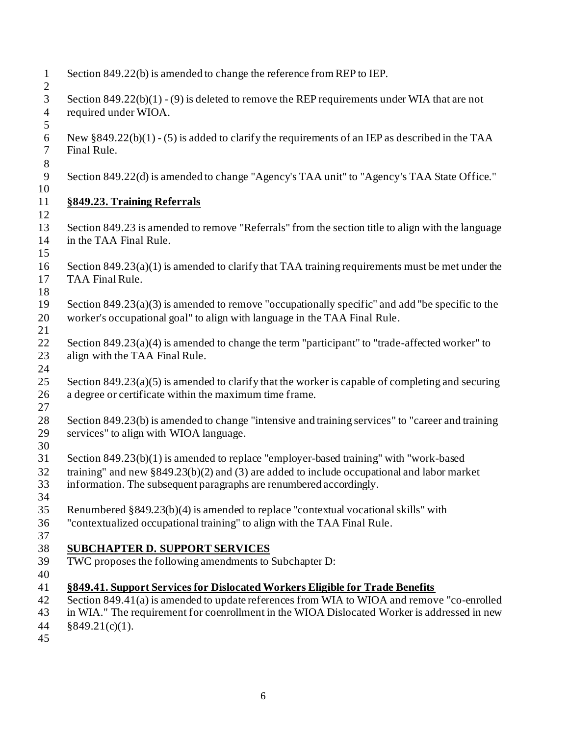Section 849.22(b) is amended to change the reference from REP to IEP.

Section 849.22(b)(1) - (9) is deleted to remove the REP requirements under WIA that are not required under WIOA.

New §849.22(b)(1) - (5) is added to clarify the requirements of an IEP as described in the TAA Final Rule.

Section 849.22(d) is amended to change "Agency's TAA unit" to "Agency's TAA State Office."

**§849.23. Training Referrals**

Section 849.23 is amended to remove "Referrals" from the section title to align with the language in the TAA Final Rule.

Section 849.23(a)(1) is amended to clarify that TAA training requirements must be met under the TAA Final Rule.

Section 849.23(a)(3) is amended to remove "occupationally specific" and add "be specific to the worker's occupational goal" to align with language in the TAA Final Rule.

Section 849.23(a)(4) is amended to change the term "participant" to "trade-affected worker" to align with the TAA Final Rule.

Section 849.23(a)(5) is amended to clarify that the worker is capable of completing and securing a degree or certificate within the maximum time frame.

Section 849.23(b) is amended to change "intensive and training services" to "career and training services" to align with WIOA language.

Section 849.23(b)(1) is amended to replace "employer-based training" with "work-based training" and new §849.23(b)(2) and (3) are added to include occupational and labor market information. The subsequent paragraphs are renumbered accordingly.

Renumbered §849.23(b)(4) is amended to replace "contextual vocational skills" with "contextualized occupational training" to align with the TAA Final Rule.

## SUBCHAPTER D. SUPPORT SERVICES

TWC proposes the following amendments to Subchapter D:

**§849.41. Support Services for Dislocated Workers Eligible for Trade Benefits**

Section 849.41(a) is amended to update references from WIA to WIOA and remove "co-enrolled in WIA." The requirement for coenrollment in the WIOA Dislocated Worker is addressed in new §849.21(c)(1).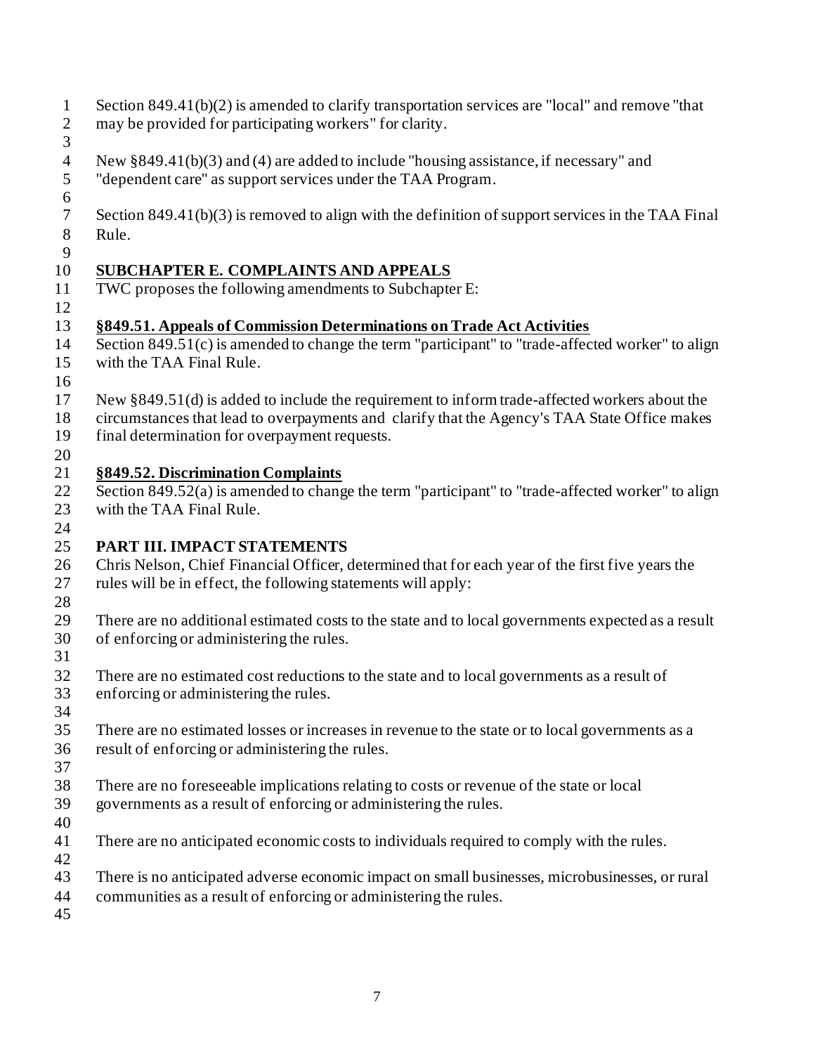Section 849.41(b)(2) is amended to clarify transportation services are "local" and remove "that may be provided for participating workers" for clarity.

New §849.41(b)(3) and (4) are added to include "housing assistance, if necessary" and "dependent care" as support services under the TAA Program.

Section 849.41(b)(3) is removed to align with the definition of support services in the TAA Final Rule.

## SUBCHAPTER E. COMPLAINTS AND APPEALS

TWC proposes the following amendments to Subchapter E:

### §849.51. Appeals of Commission Determinations on Trade Act Activities

Section 849.51(c) is amended to change the term "participant" to "trade-affected worker" to align with the TAA Final Rule.

New §849.51(d) is added to include the requirement to inform trade-affected workers about the circumstances that lead to overpayments and clarify that the Agency's TAA State Office makes final determination for overpayment requests.

### §849.52. Discrimination Complaints

Section 849.52(a) is amended to change the term "participant" to "trade-affected worker" to align with the TAA Final Rule.

## PART III. IMPACT STATEMENTS

Chris Nelson, Chief Financial Officer, determined that for each year of the first five years the rules will be in effect, the following statements will apply:

There are no additional estimated costs to the state and to local governments expected as a result of enforcing or administering the rules.

There are no estimated cost reductions to the state and to local governments as a result of enforcing or administering the rules.

There are no estimated losses or increases in revenue to the state or to local governments as a result of enforcing or administering the rules.

There are no foreseeable implications relating to costs or revenue of the state or local governments as a result of enforcing or administering the rules.

There are no anticipated economic costs to individuals required to comply with the rules.

There is no anticipated adverse economic impact on small businesses, microbusinesses, or rural communities as a result of enforcing or administering the rules.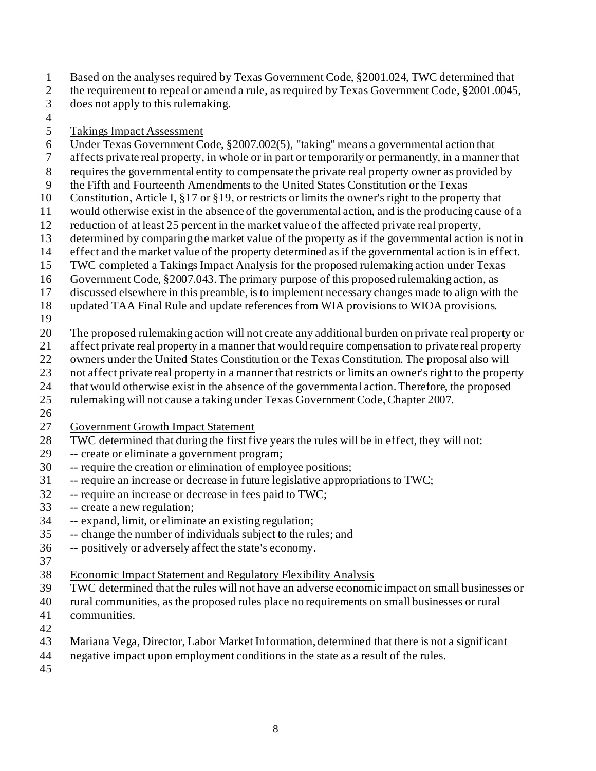Based on the analyses required by Texas Government Code, §2001.024, TWC determined that the requirement to repeal or amend a rule, as required by Texas Government Code, §2001.0045, does not apply to this rulemaking.

<u>Takings Impact Assessment</u>

Under Texas Government Code, §2007.002(5), "taking" means a governmental action that affects private real property, in whole or in part or temporarily or permanently, in a manner that requires the governmental entity to compensate the private real property owner as provided by the Fifth and Fourteenth Amendments to the United States Constitution or the Texas Constitution, Article I, §17 or §19, or restricts or limits the owner's right to the property that would otherwise exist in the absence of the governmental action, and is the producing cause of a reduction of at least 25 percent in the market value of the affected private real property, determined by comparing the market value of the property as if the governmental action is not in effect and the market value of the property determined as if the governmental action is in effect. TWC completed a Takings Impact Analysis for the proposed rulemaking action under Texas Government Code, §2007.043. The primary purpose of this proposed rulemaking action, as discussed elsewhere in this preamble, is to implement necessary changes made to align with the updated TAA Final Rule and update references from WIA provisions to WIOA provisions.

The proposed rulemaking action will not create any additional burden on private real property or affect private real property in a manner that would require compensation to private real property owners under the United States Constitution or the Texas Constitution. The proposal also will not affect private real property in a manner that restricts or limits an owner's right to the property that would otherwise exist in the absence of the governmental action. Therefore, the proposed rulemaking will not cause a taking under Texas Government Code, Chapter 2007.

<u>Government Growth Impact Statement</u>

TWC determined that during the first five years the rules will be in effect, they will not:

-- create or eliminate a government program;
-- require the creation or elimination of employee positions;
-- require an increase or decrease in future legislative appropriations to TWC;
-- require an increase or decrease in fees paid to TWC;
-- create a new regulation;
-- expand, limit, or eliminate an existing regulation;
-- change the number of individuals subject to the rules; and
-- positively or adversely affect the state's economy.

<u>Economic Impact Statement and Regulatory Flexibility Analysis</u>

TWC determined that the rules will not have an adverse economic impact on small businesses or rural communities, as the proposed rules place no requirements on small businesses or rural communities.

Mariana Vega, Director, Labor Market Information, determined that there is not a significant negative impact upon employment conditions in the state as a result of the rules.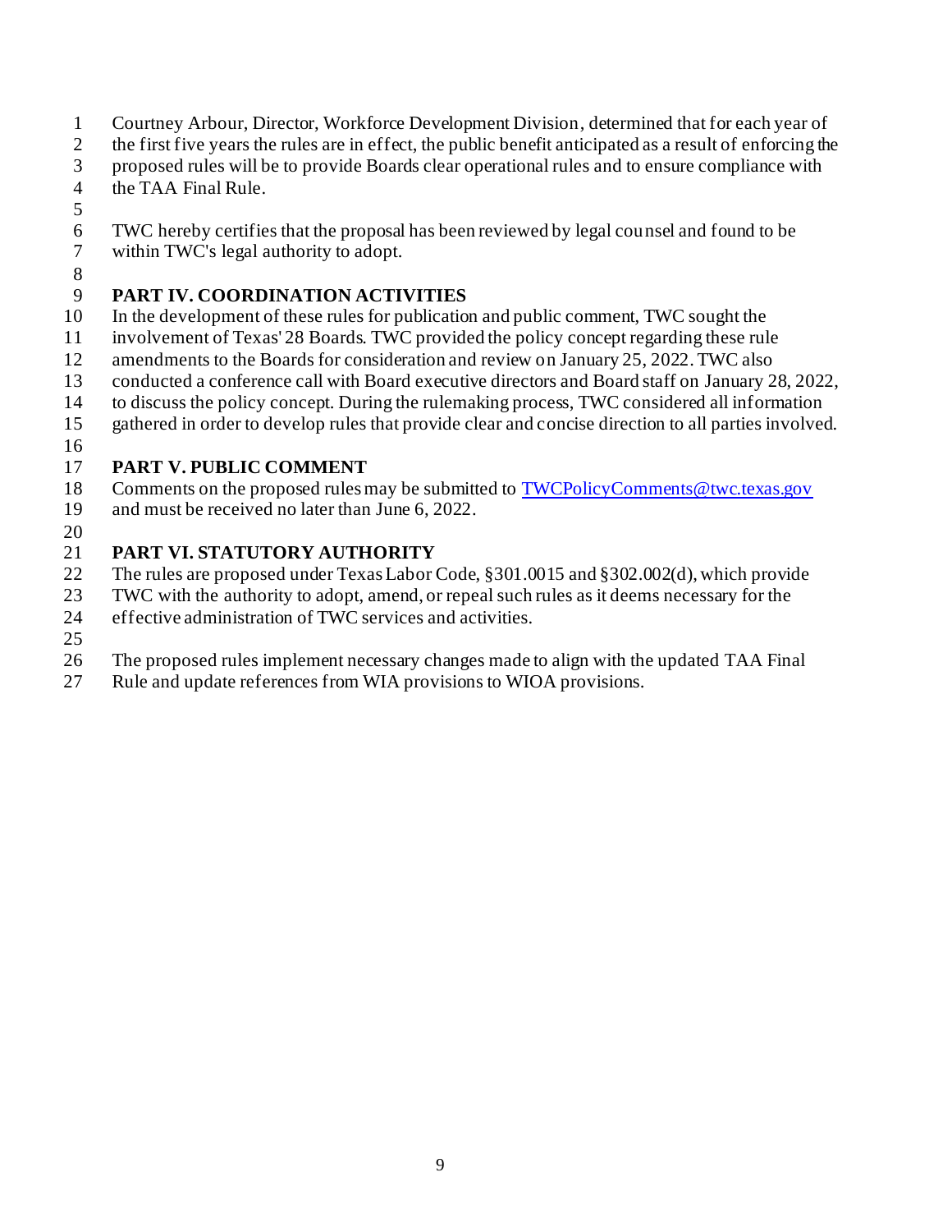Courtney Arbour, Director, Workforce Development Division, determined that for each year of the first five years the rules are in effect, the public benefit anticipated as a result of enforcing the proposed rules will be to provide Boards clear operational rules and to ensure compliance with the TAA Final Rule.

TWC hereby certifies that the proposal has been reviewed by legal counsel and found to be within TWC's legal authority to adopt.

**PART IV. COORDINATION ACTIVITIES**

In the development of these rules for publication and public comment, TWC sought the involvement of Texas' 28 Boards. TWC provided the policy concept regarding these rule amendments to the Boards for consideration and review on January 25, 2022. TWC also conducted a conference call with Board executive directors and Board staff on January 28, 2022, to discuss the policy concept. During the rulemaking process, TWC considered all information gathered in order to develop rules that provide clear and concise direction to all parties involved.

**PART V. PUBLIC COMMENT**

Comments on the proposed rules may be submitted to TWCPolicyComments@twc.texas.gov and must be received no later than June 6, 2022.

**PART VI. STATUTORY AUTHORITY**

The rules are proposed under Texas Labor Code, §301.0015 and §302.002(d), which provide TWC with the authority to adopt, amend, or repeal such rules as it deems necessary for the effective administration of TWC services and activities.

The proposed rules implement necessary changes made to align with the updated TAA Final Rule and update references from WIA provisions to WIOA provisions.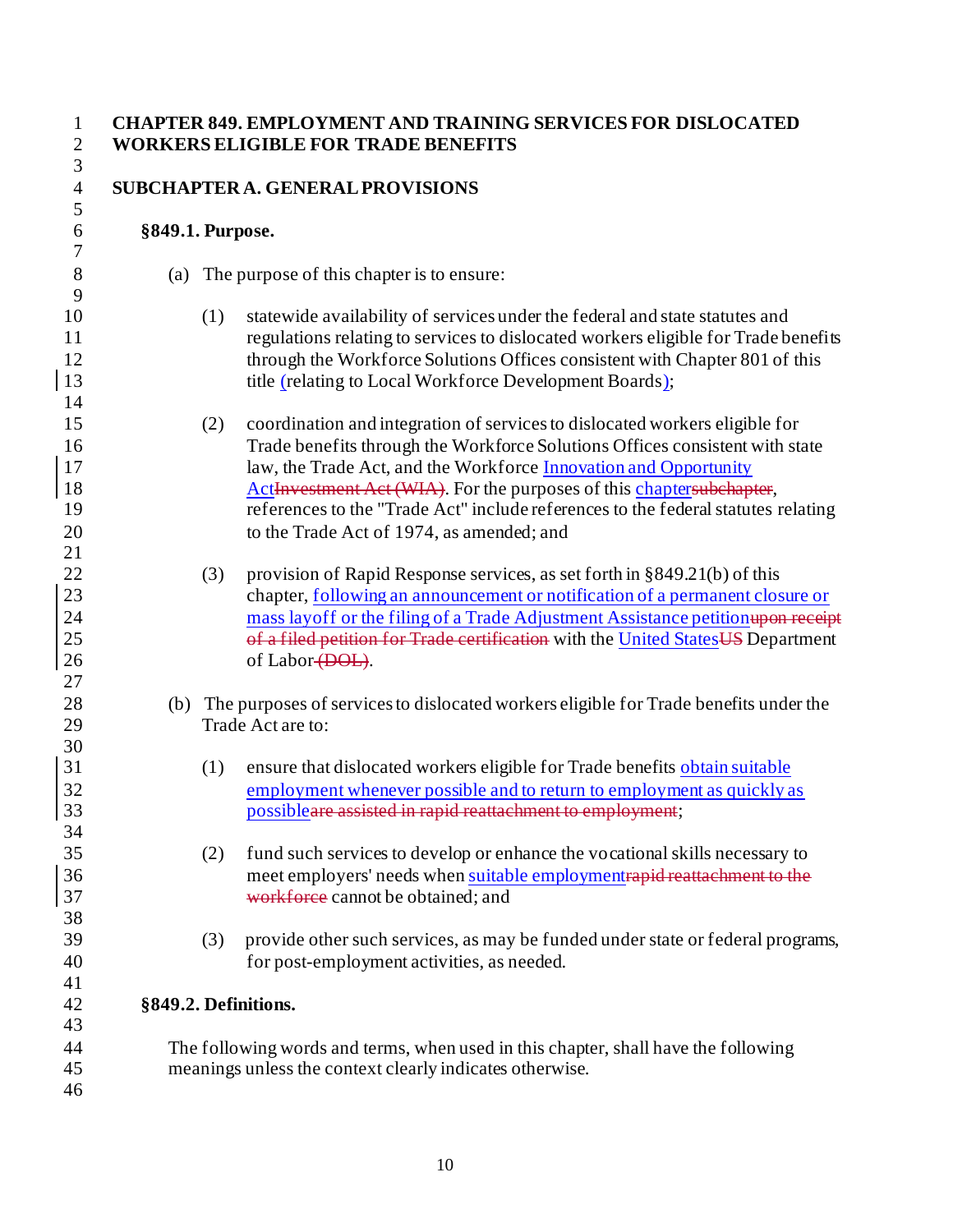# CHAPTER 849. EMPLOYMENT AND TRAINING SERVICES FOR DISLOCATED WORKERS ELIGIBLE FOR TRADE BENEFITS

## SUBCHAPTER A. GENERAL PROVISIONS

### §849.1. Purpose.

(a) The purpose of this chapter is to ensure:

(1) statewide availability of services under the federal and state statutes and regulations relating to services to dislocated workers eligible for Trade benefits through the Workforce Solutions Offices consistent with Chapter 801 of this title (relating to Local Workforce Development Boards);

(2) coordination and integration of services to dislocated workers eligible for Trade benefits through the Workforce Solutions Offices consistent with state law, the Trade Act, and the Workforce Innovation and Opportunity ActInvestment Act (WIA). For the purposes of this chaptersubchapter, references to the "Trade Act" include references to the federal statutes relating to the Trade Act of 1974, as amended; and

(3) provision of Rapid Response services, as set forth in §849.21(b) of this chapter, following an announcement or notification of a permanent closure or mass layoff or the filing of a Trade Adjustment Assistance petitionupon receipt of a filed petition for Trade certification with the United StatesUS Department of Labor (DOL).

(b) The purposes of services to dislocated workers eligible for Trade benefits under the Trade Act are to:

(1) ensure that dislocated workers eligible for Trade benefits obtain suitable employment whenever possible and to return to employment as quickly as possibleare assisted in rapid reattachment to employment;

(2) fund such services to develop or enhance the vocational skills necessary to meet employers' needs when suitable employmentrapid reattachment to the workforce cannot be obtained; and

(3) provide other such services, as may be funded under state or federal programs, for post-employment activities, as needed.

### §849.2. Definitions.

The following words and terms, when used in this chapter, shall have the following meanings unless the context clearly indicates otherwise.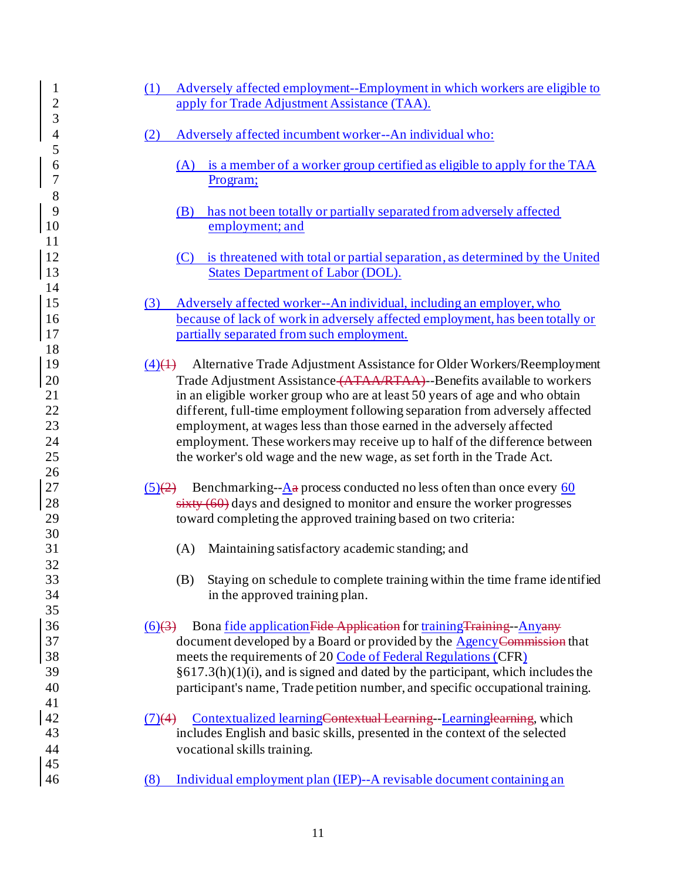(1) Adversely affected employment--Employment in which workers are eligible to apply for Trade Adjustment Assistance (TAA).

(2) Adversely affected incumbent worker--An individual who:

(A) is a member of a worker group certified as eligible to apply for the TAA Program;

(B) has not been totally or partially separated from adversely affected employment; and

(C) is threatened with total or partial separation, as determined by the United States Department of Labor (DOL).

(3) Adversely affected worker--An individual, including an employer, who because of lack of work in adversely affected employment, has been totally or partially separated from such employment.

(4)~~(1)~~ Alternative Trade Adjustment Assistance for Older Workers/Reemployment Trade Adjustment Assistance ~~(ATAA/RTAA)~~--Benefits available to workers in an eligible worker group who are at least 50 years of age and who obtain different, full-time employment following separation from adversely affected employment, at wages less than those earned in the adversely affected employment. These workers may receive up to half of the difference between the worker's old wage and the new wage, as set forth in the Trade Act.

(5)~~(2)~~ Benchmarking--A~~a~~ process conducted no less often than once every 60 ~~sixty (60)~~ days and designed to monitor and ensure the worker progresses toward completing the approved training based on two criteria:

(A) Maintaining satisfactory academic standing; and

(B) Staying on schedule to complete training within the time frame identified in the approved training plan.

(6)~~(3)~~ Bona fide application~~Fide Application~~ for training~~Training~~--Any~~any~~ document developed by a Board or provided by the Agency~~Commission~~ that meets the requirements of 20 Code of Federal Regulations (CFR) §617.3(h)(1)(i), and is signed and dated by the participant, which includes the participant's name, Trade petition number, and specific occupational training.

(7)~~(4)~~ Contextualized learning~~Contextual Learning~~--Learning~~learning~~, which includes English and basic skills, presented in the context of the selected vocational skills training.

(8) Individual employment plan (IEP)--A revisable document containing an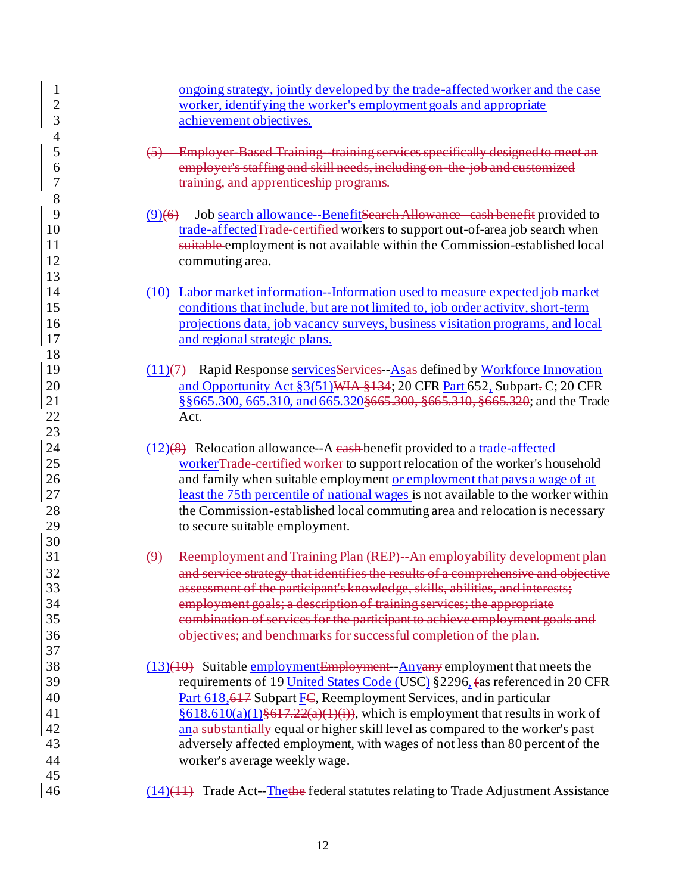ongoing strategy, jointly developed by the trade-affected worker and the case worker, identifying the worker's employment goals and appropriate achievement objectives.

~~(5) Employer-Based Training--training services specifically designed to meet an employer's staffing and skill needs, including on-the-job and customized training, and apprenticeship programs.~~

(9)~~(6)~~ Job search allowance--Benefit~~Search Allowance--cash benefit~~ provided to trade-affected~~Trade-certified~~ workers to support out-of-area job search when ~~suitable~~ employment is not available within the Commission-established local commuting area.

(10) Labor market information--Information used to measure expected job market conditions that include, but are not limited to, job order activity, short-term projections data, job vacancy surveys, business visitation programs, and local and regional strategic plans.

(11)~~(7)~~ Rapid Response services~~Services~~--As~~as~~ defined by Workforce Innovation and Opportunity Act §3(51)~~WIA §134~~; 20 CFR Part 652, Subpart~~.~~ C; 20 CFR §§665.300, 665.310, and 665.320~~§665.300, §665.310, §665.320~~; and the Trade Act.

(12)~~(8)~~ Relocation allowance--A ~~cash~~ benefit provided to a trade-affected worker~~Trade-certified worker~~ to support relocation of the worker's household and family when suitable employment or employment that pays a wage of at least the 75th percentile of national wages is not available to the worker within the Commission-established local commuting area and relocation is necessary to secure suitable employment.

~~(9) Reemployment and Training Plan (REP)--An employability development plan and service strategy that identifies the results of a comprehensive and objective assessment of the participant's knowledge, skills, abilities, and interests; employment goals; a description of training services; the appropriate combination of services for the participant to achieve employment goals and objectives; and benchmarks for successful completion of the plan.~~

(13)~~(10)~~ Suitable employment~~Employment~~--Any~~any~~ employment that meets the requirements of 19 United States Code (USC) §2296, ~~(~~as referenced in 20 CFR Part 618,~~617~~ Subpart F~~C~~, Reemployment Services, and in particular §618.610(a)(1)~~§617.22(a)(1)(i))~~, which is employment that results in work of an~~a substantially~~ equal or higher skill level as compared to the worker's past adversely affected employment, with wages of not less than 80 percent of the worker's average weekly wage.

(14)~~(11)~~ Trade Act--The~~the~~ federal statutes relating to Trade Adjustment Assistance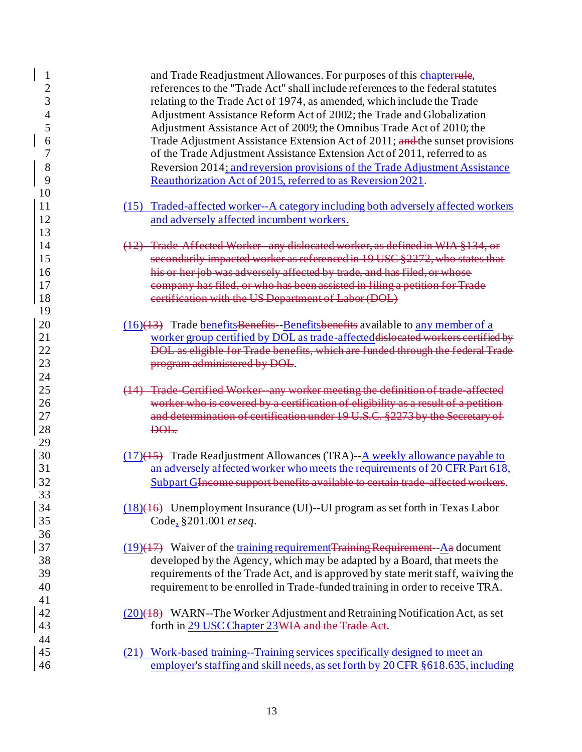and Trade Readjustment Allowances. For purposes of this chapterrule, references to the "Trade Act" shall include references to the federal statutes relating to the Trade Act of 1974, as amended, which include the Trade Adjustment Assistance Reform Act of 2002; the Trade and Globalization Adjustment Assistance Act of 2009; the Omnibus Trade Act of 2010; the Trade Adjustment Assistance Extension Act of 2011; and the sunset provisions of the Trade Adjustment Assistance Extension Act of 2011, referred to as Reversion 2014; and reversion provisions of the Trade Adjustment Assistance Reauthorization Act of 2015, referred to as Reversion 2021.

(15) Traded-affected worker--A category including both adversely affected workers and adversely affected incumbent workers.

~~(12) Trade-Affected Worker--any dislocated worker, as defined in WIA §134, or secondarily impacted worker as referenced in 19 USC §2272, who states that his or her job was adversely affected by trade, and has filed, or whose company has filed, or who has been assisted in filing a petition for Trade certification with the US Department of Labor (DOL)~~

(16)~~(13)~~ Trade benefits~~Benefits~~--Benefits~~benefits~~ available to any member of a worker group certified by DOL as trade-affected~~dislocated workers certified by DOL as eligible for Trade benefits, which are funded through the federal Trade program administered by DOL~~.

~~(14) Trade-Certified Worker--any worker meeting the definition of trade-affected worker who is covered by a certification of eligibility as a result of a petition and determination of certification under 19 U.S.C. §2273 by the Secretary of DOL.~~

(17)~~(15)~~ Trade Readjustment Allowances (TRA)--A weekly allowance payable to an adversely affected worker who meets the requirements of 20 CFR Part 618, Subpart G~~Income support benefits available to certain trade-affected workers~~.

(18)~~(16)~~ Unemployment Insurance (UI)--UI program as set forth in Texas Labor Code, §201.001 *et seq*.

(19)~~(17)~~ Waiver of the training requirement~~Training Requirement~~--A~~a~~ document developed by the Agency, which may be adapted by a Board, that meets the requirements of the Trade Act, and is approved by state merit staff, waiving the requirement to be enrolled in Trade-funded training in order to receive TRA.

(20)~~(18)~~ WARN--The Worker Adjustment and Retraining Notification Act, as set forth in 29 USC Chapter 23~~WIA and the Trade Act~~.

(21) Work-based training--Training services specifically designed to meet an employer's staffing and skill needs, as set forth by 20 CFR §618.635, including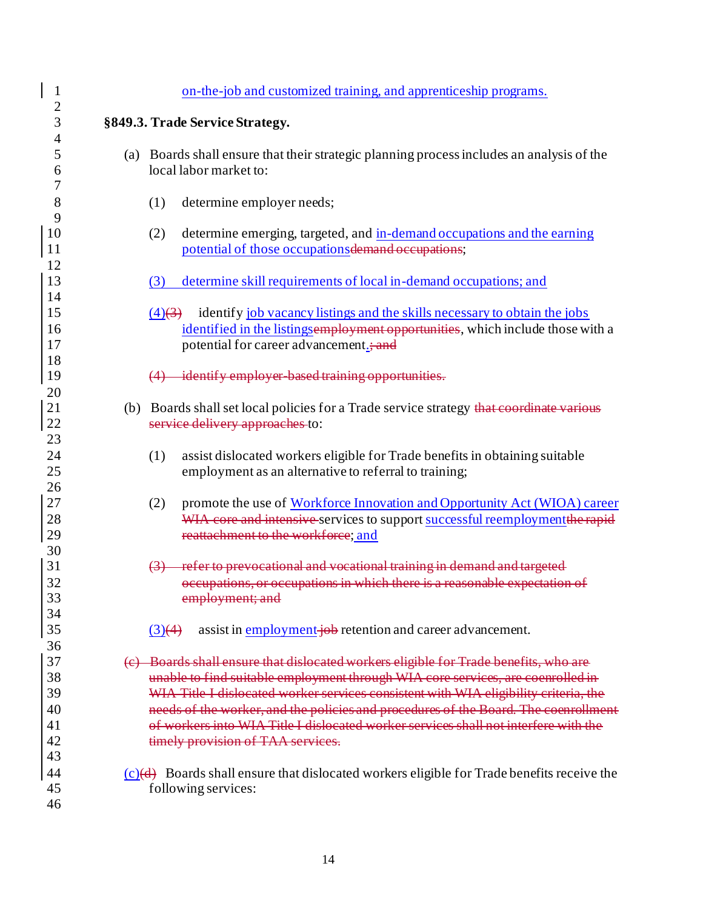on-the-job and customized training, and apprenticeship programs.

**§849.3. Trade Service Strategy.**

(a) Boards shall ensure that their strategic planning process includes an analysis of the local labor market to:

(1) determine employer needs;

(2) determine emerging, targeted, and in-demand occupations and the earning potential of those occupations~~demand occupations~~;

(3) determine skill requirements of local in-demand occupations; and

(4)~~(3)~~ identify job vacancy listings and the skills necessary to obtain the jobs identified in the listings~~employment opportunities~~, which include those with a potential for career advancement.~~; and~~

~~(4) identify employer-based training opportunities.~~

(b) Boards shall set local policies for a Trade service strategy ~~that coordinate various service delivery approaches~~ to:

(1) assist dislocated workers eligible for Trade benefits in obtaining suitable employment as an alternative to referral to training;

(2) promote the use of Workforce Innovation and Opportunity Act (WIOA) career ~~WIA core and intensive~~ services to support successful reemployment~~the rapid reattachment to the workforce~~; and

~~(3) refer to prevocational and vocational training in demand and targeted occupations, or occupations in which there is a reasonable expectation of employment; and~~

(3)~~(4)~~ assist in employment ~~job~~ retention and career advancement.

~~(c) Boards shall ensure that dislocated workers eligible for Trade benefits, who are unable to find suitable employment through WIA core services, are coenrolled in WIA Title I dislocated worker services consistent with WIA eligibility criteria, the needs of the worker, and the policies and procedures of the Board. The coenrollment of workers into WIA Title I dislocated worker services shall not interfere with the timely provision of TAA services.~~

(c)~~(d)~~ Boards shall ensure that dislocated workers eligible for Trade benefits receive the following services: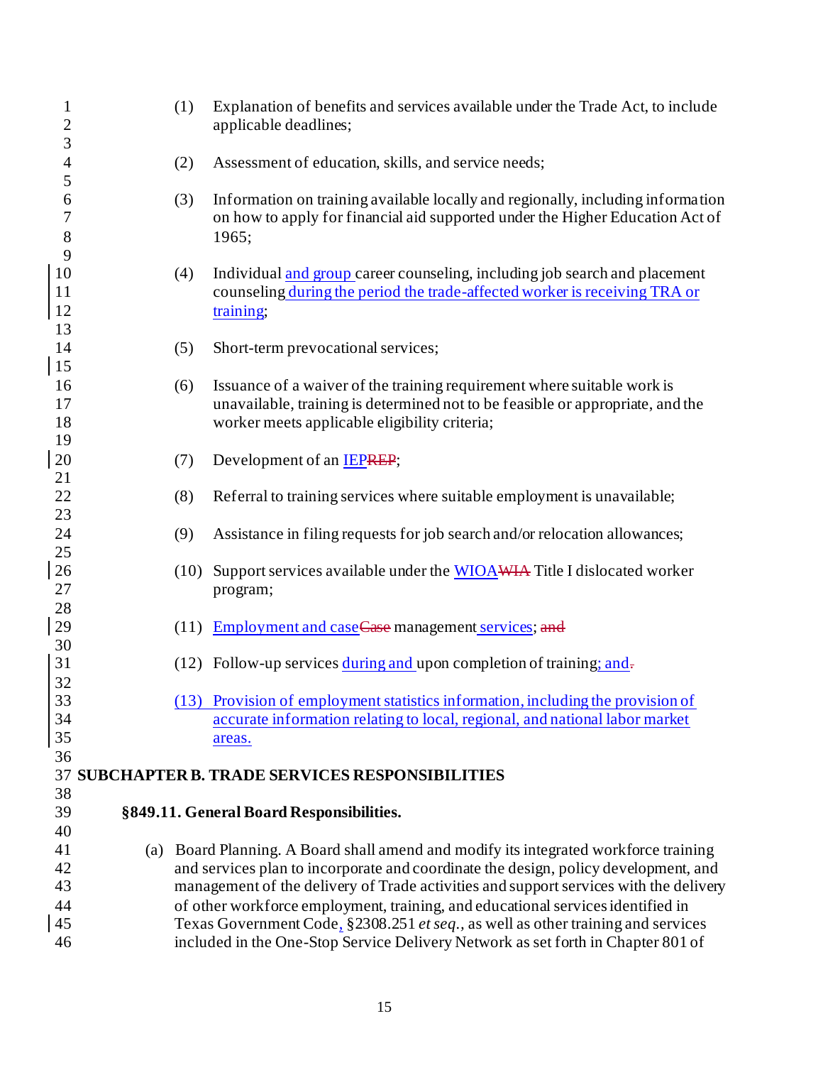(1) Explanation of benefits and services available under the Trade Act, to include applicable deadlines;

(2) Assessment of education, skills, and service needs;

(3) Information on training available locally and regionally, including information on how to apply for financial aid supported under the Higher Education Act of 1965;

(4) Individual and group career counseling, including job search and placement counseling during the period the trade-affected worker is receiving TRA or training;

(5) Short-term prevocational services;

(6) Issuance of a waiver of the training requirement where suitable work is unavailable, training is determined not to be feasible or appropriate, and the worker meets applicable eligibility criteria;

(7) Development of an IEPREP;

(8) Referral to training services where suitable employment is unavailable;

(9) Assistance in filing requests for job search and/or relocation allowances;

(10) Support services available under the WIOAWIA Title I dislocated worker program;

(11) Employment and caseCase management services; and

(12) Follow-up services during and upon completion of training; and.

(13) Provision of employment statistics information, including the provision of accurate information relating to local, regional, and national labor market areas.

## SUBCHAPTER B. TRADE SERVICES RESPONSIBILITIES

### §849.11. General Board Responsibilities.

(a) Board Planning. A Board shall amend and modify its integrated workforce training and services plan to incorporate and coordinate the design, policy development, and management of the delivery of Trade activities and support services with the delivery of other workforce employment, training, and educational services identified in Texas Government Code, §2308.251 *et seq.*, as well as other training and services included in the One-Stop Service Delivery Network as set forth in Chapter 801 of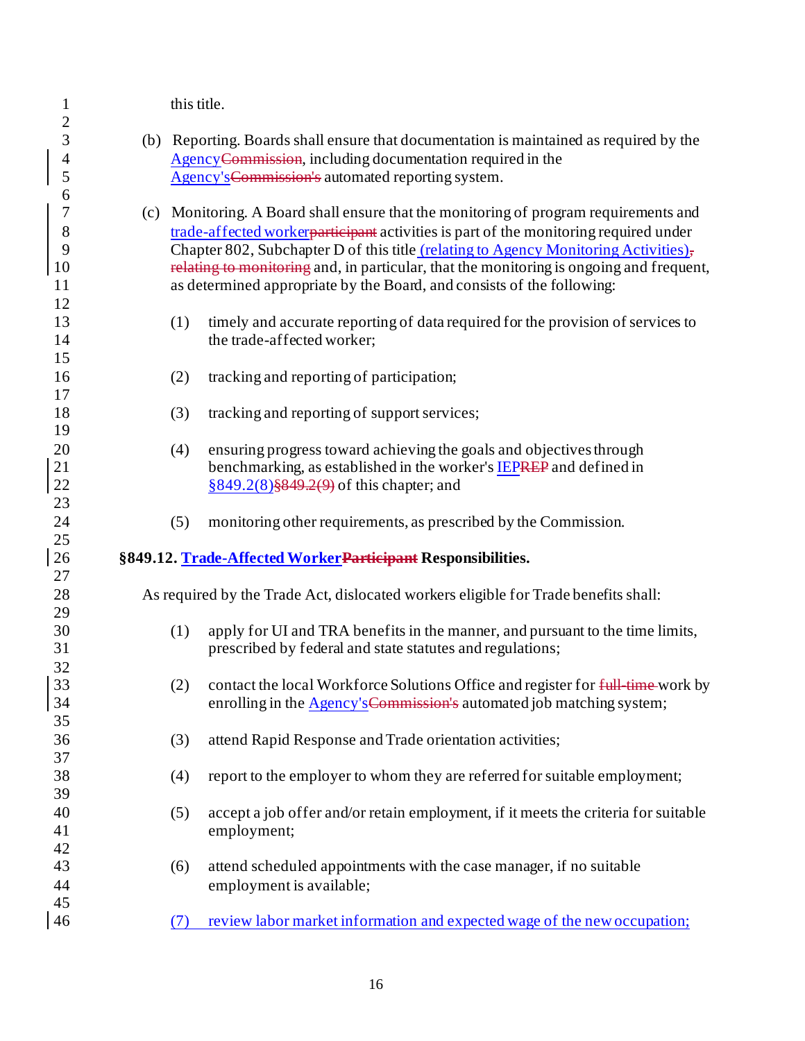this title.

(b) Reporting. Boards shall ensure that documentation is maintained as required by the AgencyCommission, including documentation required in the Agency'sCommission's automated reporting system.

(c) Monitoring. A Board shall ensure that the monitoring of program requirements and trade-affected workerparticipant activities is part of the monitoring required under Chapter 802, Subchapter D of this title (relating to Agency Monitoring Activities), relating to monitoring and, in particular, that the monitoring is ongoing and frequent, as determined appropriate by the Board, and consists of the following:

(1) timely and accurate reporting of data required for the provision of services to the trade-affected worker;

(2) tracking and reporting of participation;

(3) tracking and reporting of support services;

(4) ensuring progress toward achieving the goals and objectives through benchmarking, as established in the worker's IEPREP and defined in §849.2(8)§849.2(9) of this chapter; and

(5) monitoring other requirements, as prescribed by the Commission.

**§849.12. Trade-Affected WorkerParticipant Responsibilities.**

As required by the Trade Act, dislocated workers eligible for Trade benefits shall:

(1) apply for UI and TRA benefits in the manner, and pursuant to the time limits, prescribed by federal and state statutes and regulations;

(2) contact the local Workforce Solutions Office and register for full-time work by enrolling in the Agency'sCommission's automated job matching system;

(3) attend Rapid Response and Trade orientation activities;

(4) report to the employer to whom they are referred for suitable employment;

(5) accept a job offer and/or retain employment, if it meets the criteria for suitable employment;

(6) attend scheduled appointments with the case manager, if no suitable employment is available;

(7) review labor market information and expected wage of the new occupation;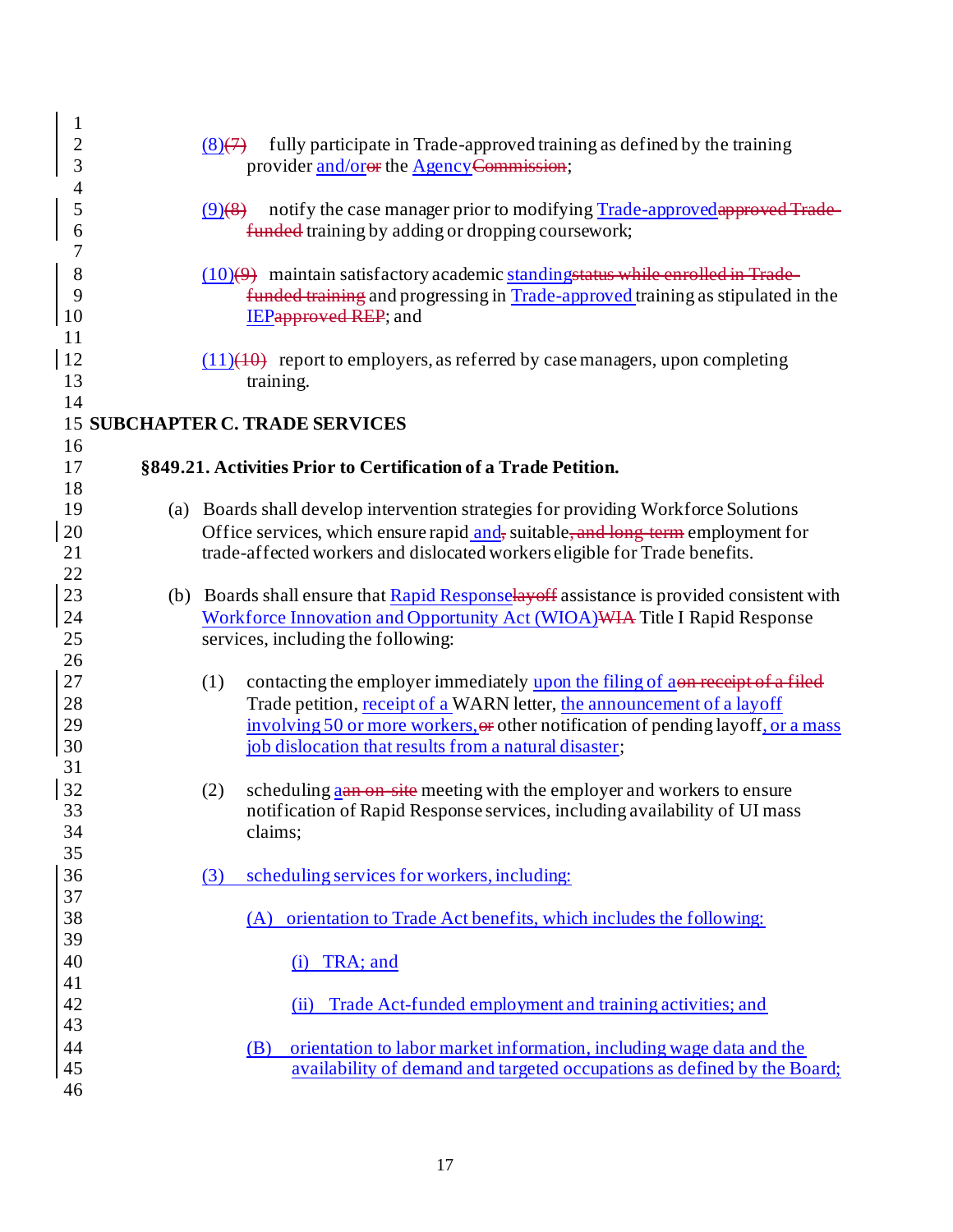(8)~~(7)~~ fully participate in Trade-approved training as defined by the training provider and/or~~or~~ the Agency~~Commission~~;

(9)~~(8)~~ notify the case manager prior to modifying Trade-approved~~approved Trade-funded~~ training by adding or dropping coursework;

(10)~~(9)~~ maintain satisfactory academic standing~~status while enrolled in Trade-funded training~~ and progressing in Trade-approved training as stipulated in the IEP~~approved REP~~; and

(11)~~(10)~~ report to employers, as referred by case managers, upon completing training.

## SUBCHAPTER C. TRADE SERVICES

### §849.21. Activities Prior to Certification of a Trade Petition.

(a) Boards shall develop intervention strategies for providing Workforce Solutions Office services, which ensure rapid and~~,~~ suitable~~, and long-term~~ employment for trade-affected workers and dislocated workers eligible for Trade benefits.

(b) Boards shall ensure that Rapid Response~~layoff~~ assistance is provided consistent with Workforce Innovation and Opportunity Act (WIOA)~~WIA~~ Title I Rapid Response services, including the following:

(1) contacting the employer immediately upon the filing of a~~on receipt of a filed~~ Trade petition, receipt of a WARN letter, the announcement of a layoff involving 50 or more workers,~~or~~ other notification of pending layoff, or a mass job dislocation that results from a natural disaster;

(2) scheduling a~~an on-site~~ meeting with the employer and workers to ensure notification of Rapid Response services, including availability of UI mass claims;

(3) scheduling services for workers, including:

(A) orientation to Trade Act benefits, which includes the following:

(i) TRA; and

(ii) Trade Act-funded employment and training activities; and

(B) orientation to labor market information, including wage data and the availability of demand and targeted occupations as defined by the Board;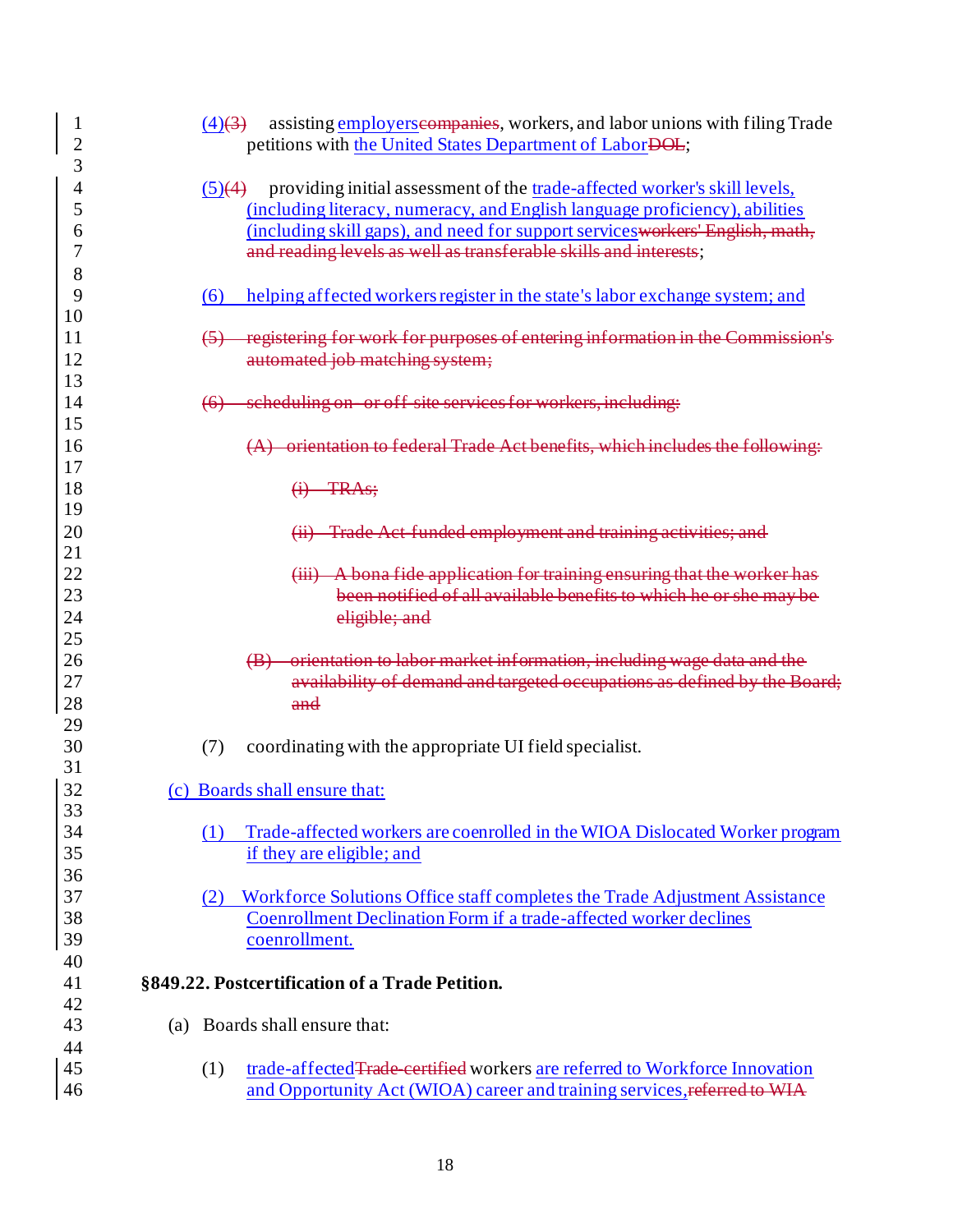(4)(3) assisting employerscompanies, workers, and labor unions with filing Trade petitions with the United States Department of LaborDOL;

(5)(4) providing initial assessment of the trade-affected worker's skill levels, (including literacy, numeracy, and English language proficiency), abilities (including skill gaps), and need for support servicesworkers' English, math, and reading levels as well as transferable skills and interests;

(6) helping affected workers register in the state's labor exchange system; and

~~(5) registering for work for purposes of entering information in the Commission's automated job matching system;~~

~~(6) scheduling on- or off-site services for workers, including:~~

~~(A) orientation to federal Trade Act benefits, which includes the following:~~

~~(i) TRAs;~~

~~(ii) Trade Act-funded employment and training activities; and~~

~~(iii) A bona fide application for training ensuring that the worker has been notified of all available benefits to which he or she may be eligible; and~~

~~(B) orientation to labor market information, including wage data and the availability of demand and targeted occupations as defined by the Board; and~~

(7) coordinating with the appropriate UI field specialist.

(c) Boards shall ensure that:

(1) Trade-affected workers are coenrolled in the WIOA Dislocated Worker program if they are eligible; and

(2) Workforce Solutions Office staff completes the Trade Adjustment Assistance Coenrollment Declination Form if a trade-affected worker declines coenrollment.

**§849.22. Postcertification of a Trade Petition.**

(a) Boards shall ensure that:

(1) trade-affectedTrade-certified workers are referred to Workforce Innovation and Opportunity Act (WIOA) career and training services,referred to WIA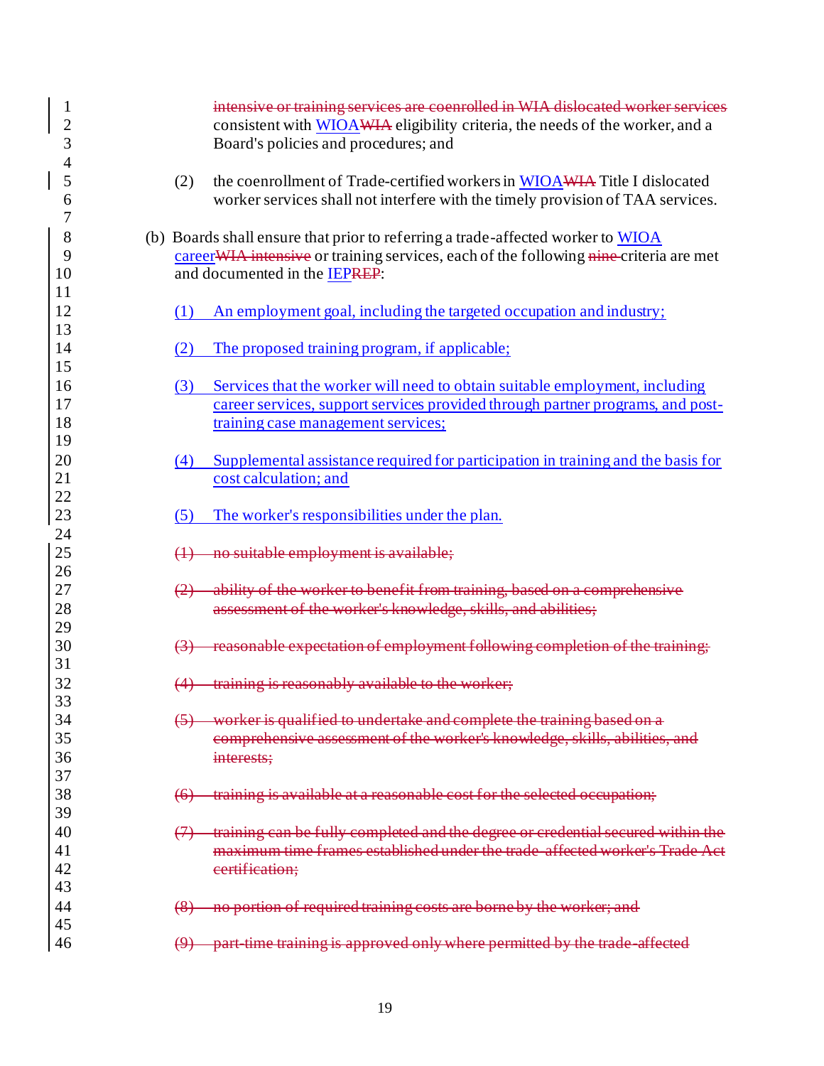intensive or training services are coenrolled in WIA dislocated worker services consistent with WIOAWIA eligibility criteria, the needs of the worker, and a Board's policies and procedures; and

(2) the coenrollment of Trade-certified workers in WIOAWIA Title I dislocated worker services shall not interfere with the timely provision of TAA services.

(b) Boards shall ensure that prior to referring a trade-affected worker to WIOA careerWIA intensive or training services, each of the following nine criteria are met and documented in the IEPREP:

(1) An employment goal, including the targeted occupation and industry;

(2) The proposed training program, if applicable;

(3) Services that the worker will need to obtain suitable employment, including career services, support services provided through partner programs, and post-training case management services;

(4) Supplemental assistance required for participation in training and the basis for cost calculation; and

(5) The worker's responsibilities under the plan.

(1) no suitable employment is available;

(2) ability of the worker to benefit from training, based on a comprehensive assessment of the worker's knowledge, skills, and abilities;

(3) reasonable expectation of employment following completion of the training;

(4) training is reasonably available to the worker;

(5) worker is qualified to undertake and complete the training based on a comprehensive assessment of the worker's knowledge, skills, abilities, and interests;

(6) training is available at a reasonable cost for the selected occupation;

(7) training can be fully completed and the degree or credential secured within the maximum time frames established under the trade-affected worker's Trade Act certification;

(8) no portion of required training costs are borne by the worker; and

(9) part-time training is approved only where permitted by the trade-affected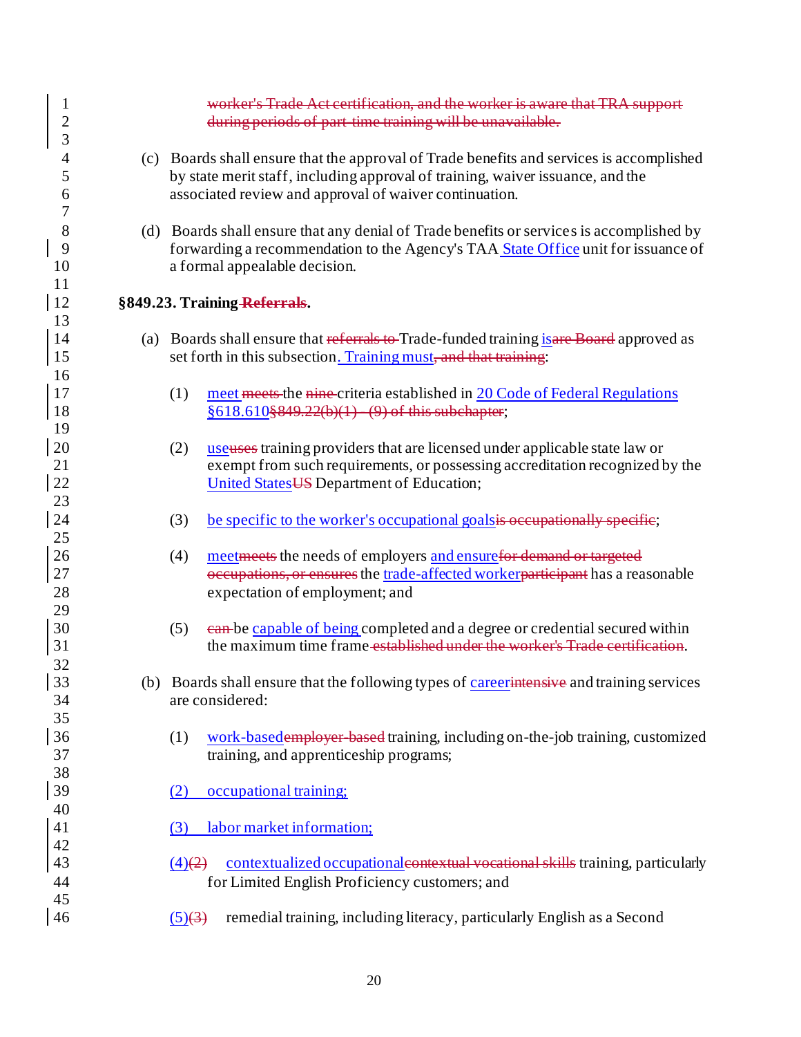~~worker's Trade Act certification, and the worker is aware that TRA support during periods of part-time training will be unavailable.~~

(c) Boards shall ensure that the approval of Trade benefits and services is accomplished by state merit staff, including approval of training, waiver issuance, and the associated review and approval of waiver continuation.

(d) Boards shall ensure that any denial of Trade benefits or services is accomplished by forwarding a recommendation to the Agency's TAA State Office unit for issuance of a formal appealable decision.

**§849.23. Training ~~Referrals~~.**

(a) Boards shall ensure that ~~referrals to~~ Trade-funded training is~~are Board~~ approved as set forth in this subsection. Training must~~, and that training~~:

(1) meet ~~meets~~ the ~~nine~~ criteria established in 20 Code of Federal Regulations §618.610~~§849.22(b)(1) - (9) of this subchapter~~;

(2) use~~uses~~ training providers that are licensed under applicable state law or exempt from such requirements, or possessing accreditation recognized by the United States~~US~~ Department of Education;

(3) be specific to the worker's occupational goals~~is occupationally specific~~;

(4) meet~~meets~~ the needs of employers and ensure~~for demand or targeted occupations, or ensures~~ the trade-affected worker~~participant~~ has a reasonable expectation of employment; and

(5) ~~can~~ be capable of being completed and a degree or credential secured within the maximum time frame ~~established under the worker's Trade certification~~.

(b) Boards shall ensure that the following types of career~~intensive~~ and training services are considered:

(1) work-based~~employer-based~~ training, including on-the-job training, customized training, and apprenticeship programs;

(2) occupational training;

(3) labor market information;

(4)~~(2)~~ contextualized occupational~~contextual vocational skills~~ training, particularly for Limited English Proficiency customers; and

(5)~~(3)~~ remedial training, including literacy, particularly English as a Second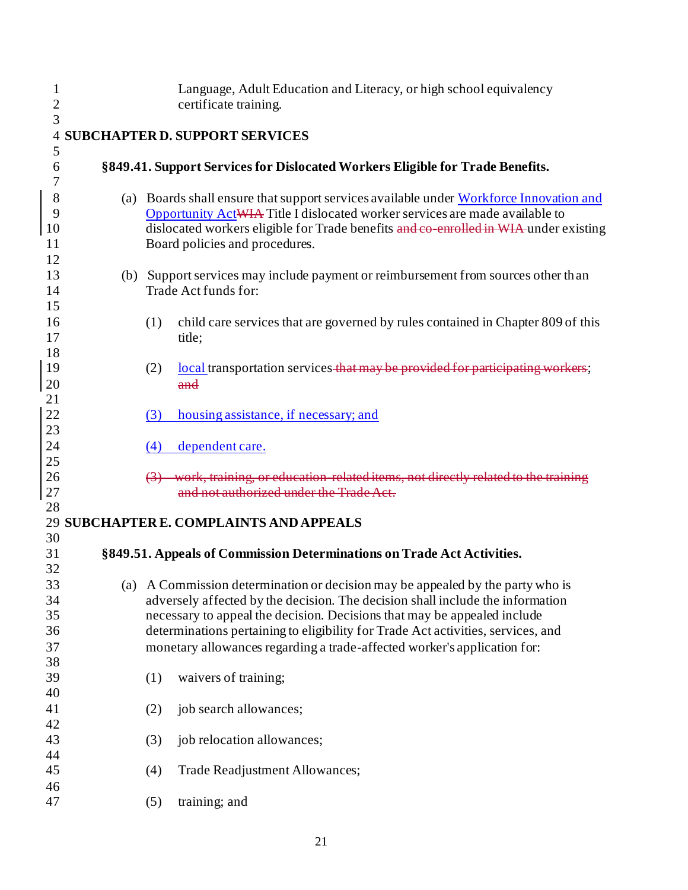Language, Adult Education and Literacy, or high school equivalency certificate training.

## SUBCHAPTER D. SUPPORT SERVICES

### §849.41. Support Services for Dislocated Workers Eligible for Trade Benefits.

(a) Boards shall ensure that support services available under <u>Workforce Innovation and Opportunity Act</u>~~WIA~~ Title I dislocated worker services are made available to dislocated workers eligible for Trade benefits ~~and co-enrolled in WIA~~ under existing Board policies and procedures.

(b) Support services may include payment or reimbursement from sources other than Trade Act funds for:

(1) child care services that are governed by rules contained in Chapter 809 of this title;

(2) <u>local</u> transportation services ~~that may be provided for participating workers~~; ~~and~~

<u>(3) housing assistance, if necessary; and</u>

<u>(4) dependent care.</u>

~~(3) work, training, or education-related items, not directly related to the training and not authorized under the Trade Act.~~

## SUBCHAPTER E. COMPLAINTS AND APPEALS

### §849.51. Appeals of Commission Determinations on Trade Act Activities.

(a) A Commission determination or decision may be appealed by the party who is adversely affected by the decision. The decision shall include the information necessary to appeal the decision. Decisions that may be appealed include determinations pertaining to eligibility for Trade Act activities, services, and monetary allowances regarding a trade-affected worker's application for:

(1) waivers of training;

(2) job search allowances;

(3) job relocation allowances;

(4) Trade Readjustment Allowances;

(5) training; and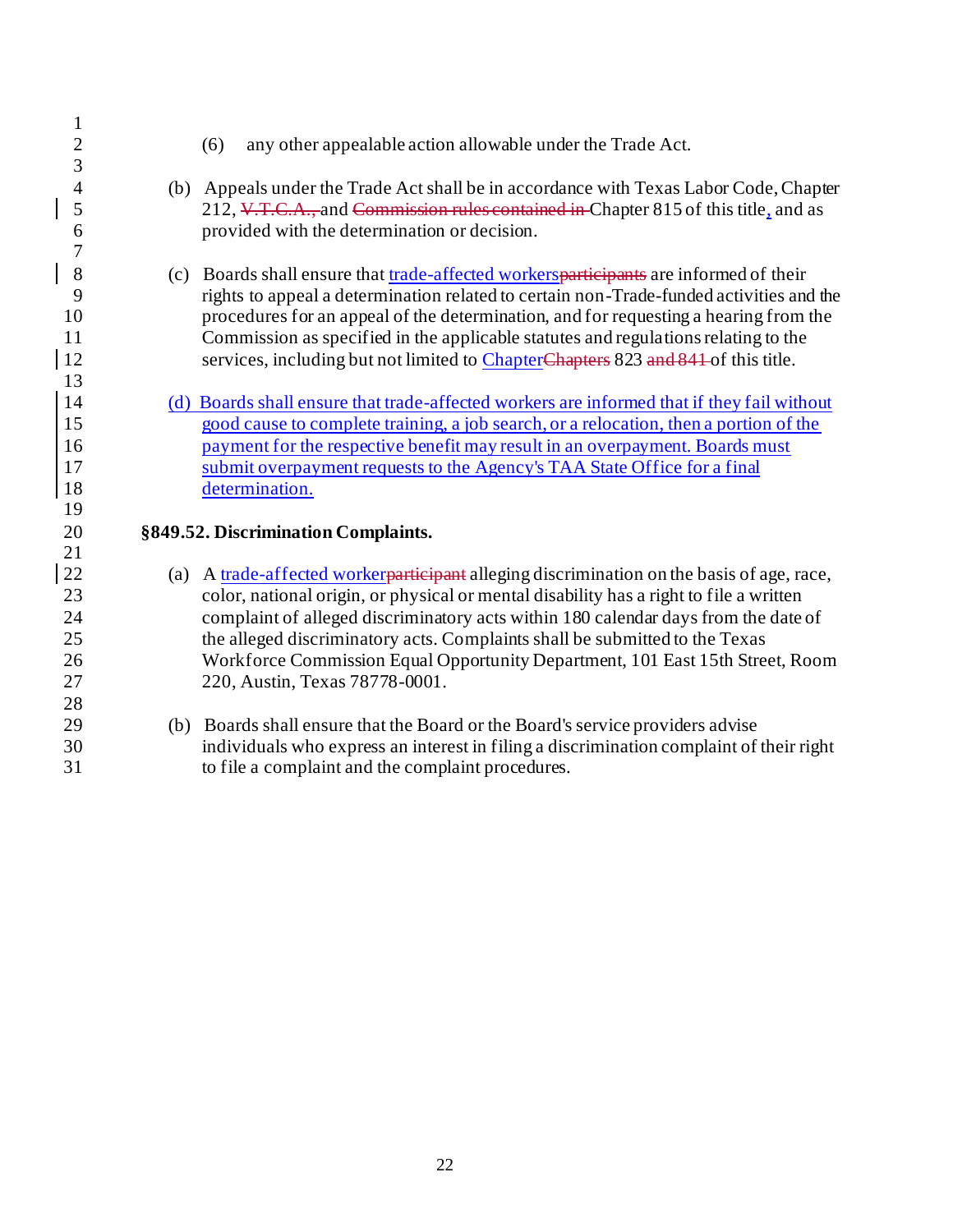(6) any other appealable action allowable under the Trade Act.

(b) Appeals under the Trade Act shall be in accordance with Texas Labor Code, Chapter 212, ~~V.T.C.A.,~~ and ~~Commission rules contained in~~ Chapter 815 of this title, and as provided with the determination or decision.

(c) Boards shall ensure that trade-affected workers~~participants~~ are informed of their rights to appeal a determination related to certain non-Trade-funded activities and the procedures for an appeal of the determination, and for requesting a hearing from the Commission as specified in the applicable statutes and regulations relating to the services, including but not limited to Chapter~~Chapters~~ 823 ~~and 841~~ of this title.

(d) Boards shall ensure that trade-affected workers are informed that if they fail without good cause to complete training, a job search, or a relocation, then a portion of the payment for the respective benefit may result in an overpayment. Boards must submit overpayment requests to the Agency's TAA State Office for a final determination.

**§849.52. Discrimination Complaints.**

(a) A trade-affected worker~~participant~~ alleging discrimination on the basis of age, race, color, national origin, or physical or mental disability has a right to file a written complaint of alleged discriminatory acts within 180 calendar days from the date of the alleged discriminatory acts. Complaints shall be submitted to the Texas Workforce Commission Equal Opportunity Department, 101 East 15th Street, Room 220, Austin, Texas 78778-0001.

(b) Boards shall ensure that the Board or the Board's service providers advise individuals who express an interest in filing a discrimination complaint of their right to file a complaint and the complaint procedures.